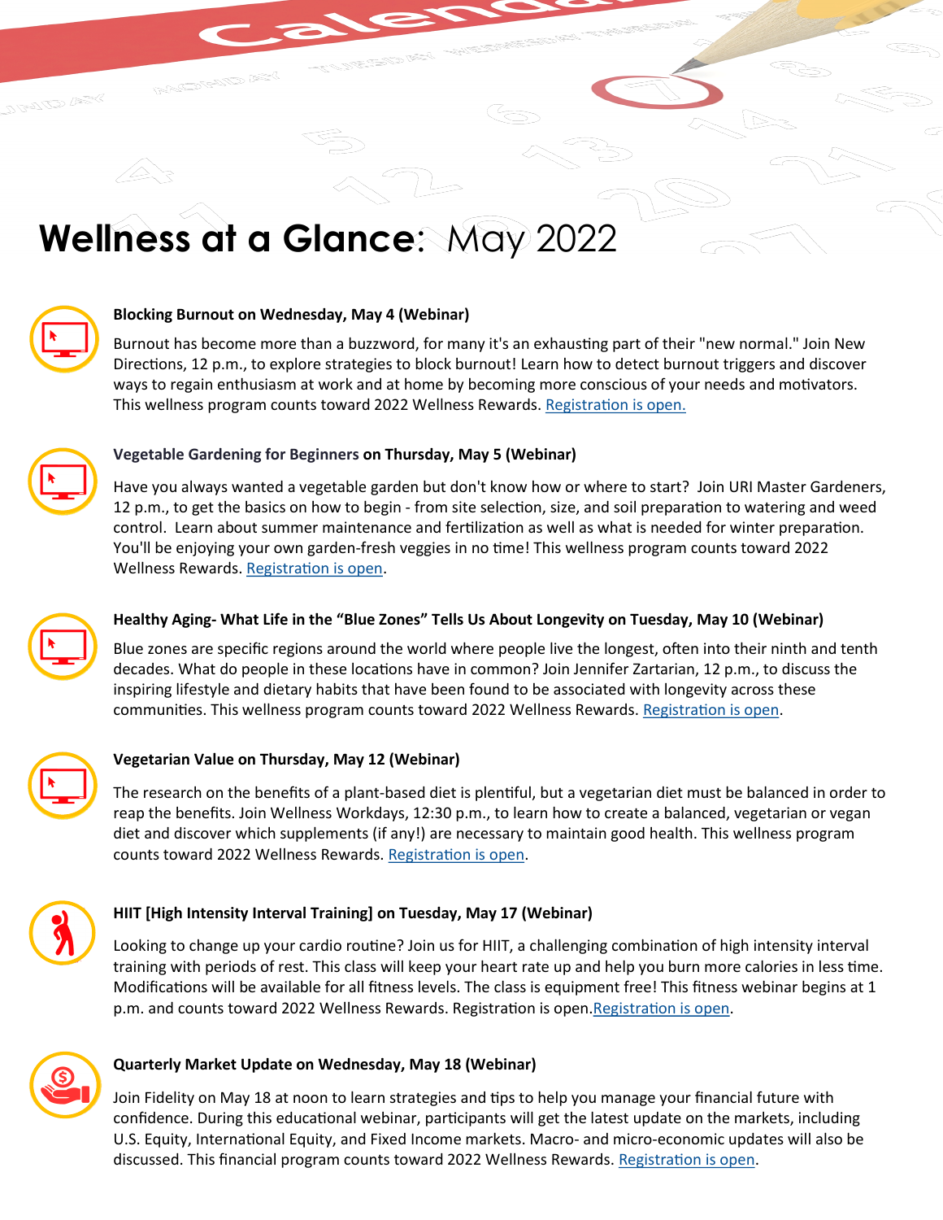# Wellness at a Glance: May 2022

**Blocking Burnout on Wednesday, May 4 (Webinar)**

Burnout has become more than a buzzword, for many it's an exhausting part of their "new normal." Join New Directions, 12 p.m., to explore strategies to block burnout! Learn how to detect burnout triggers and discover ways to regain enthusiasm at work and at home by becoming more conscious of your needs and motivators. This wellness program counts toward 2022 Wellness Rewards. Registration is open.

**Vegetable Gardening for Beginners on Thursday, May 5 (Webinar)**

Have you always wanted a vegetable garden but don't know how or where to start? Join URI Master Gardeners, 12 p.m., to get the basics on how to begin - from site selection, size, and soil preparation to watering and weed control. Learn about summer maintenance and fertilization as well as what is needed for winter preparation. You'll be enjoying your own garden-fresh veggies in no time! This wellness program counts toward 2022 Wellness Rewards. Registration is open.

**Healthy Aging- What Life in the "Blue Zones" Tells Us About Longevity on Tuesday, May 10 (Webinar)**

Blue zones are specific regions around the world where people live the longest, often into their ninth and tenth decades. What do people in these locations have in common? Join Jennifer Zartarian, 12 p.m., to discuss the inspiring lifestyle and dietary habits that have been found to be associated with longevity across these communities. This wellness program counts toward 2022 Wellness Rewards. Registration is open.

**Vegetarian Value on Thursday, May 12 (Webinar)**

The research on the benefits of a plant-based diet is plentiful, but a vegetarian diet must be balanced in order to reap the benefits. Join Wellness Workdays, 12:30 p.m., to learn how to create a balanced, vegetarian or vegan diet and discover which supplements (if any!) are necessary to maintain good health. This wellness program counts toward 2022 Wellness Rewards. Registration is open.

**HIIT [High Intensity Interval Training] on Tuesday, May 17 (Webinar)**

Looking to change up your cardio routine? Join us for HIIT, a challenging combination of high intensity interval training with periods of rest. This class will keep your heart rate up and help you burn more calories in less time. Modifications will be available for all fitness levels. The class is equipment free! This fitness webinar begins at 1 p.m. and counts toward 2022 Wellness Rewards. Registration is open.Registration is open.

**Quarterly Market Update on Wednesday, May 18 (Webinar)**

Join Fidelity on May 18 at noon to learn strategies and tips to help you manage your financial future with confidence. During this educational webinar, participants will get the latest update on the markets, including U.S. Equity, International Equity, and Fixed Income markets. Macro- and micro-economic updates will also be discussed. This financial program counts toward 2022 Wellness Rewards. Registration is open.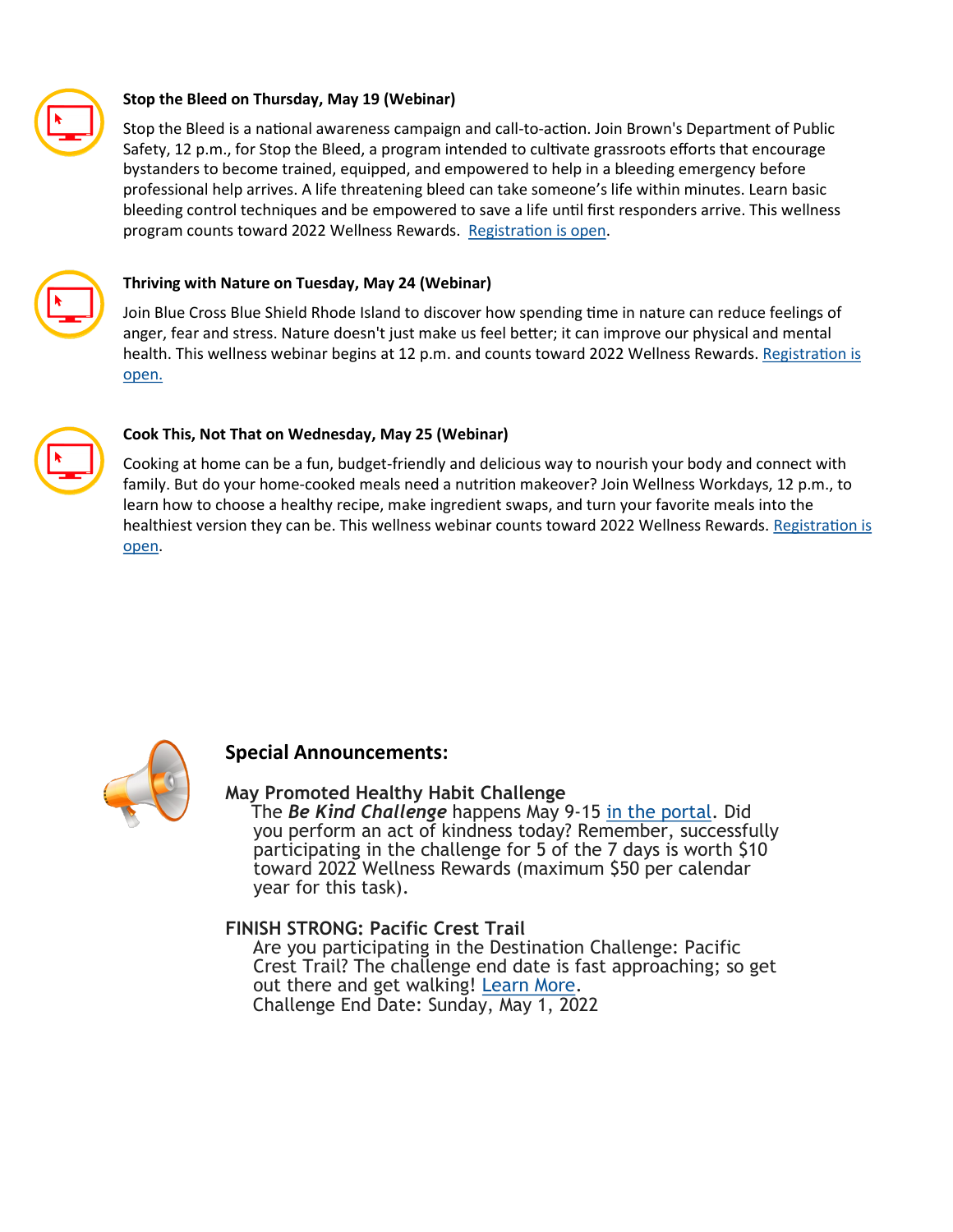**Stop the Bleed on Thursday, May 19 (Webinar)**

Stop the Bleed is a national awareness campaign and call-to-action. Join Brown's Department of Public Safety, 12 p.m., for Stop the Bleed, a program intended to cultivate grassroots efforts that encourage bystanders to become trained, equipped, and empowered to help in a bleeding emergency before professional help arrives. A life threatening bleed can take someone's life within minutes. Learn basic bleeding control techniques and be empowered to save a life until first responders arrive. This wellness program counts toward 2022 Wellness Rewards. Registration is open.

**Thriving with Nature on Tuesday, May 24 (Webinar)**

Join Blue Cross Blue Shield Rhode Island to discover how spending time in nature can reduce feelings of anger, fear and stress. Nature doesn't just make us feel better; it can improve our physical and mental health. This wellness webinar begins at 12 p.m. and counts toward 2022 Wellness Rewards. Registration is open.

**Cook This, Not That on Wednesday, May 25 (Webinar)**

Cooking at home can be a fun, budget-friendly and delicious way to nourish your body and connect with family. But do your home-cooked meals need a nutrition makeover? Join Wellness Workdays, 12 p.m., to learn how to choose a healthy recipe, make ingredient swaps, and turn your favorite meals into the healthiest version they can be. This wellness webinar counts toward 2022 Wellness Rewards. Registration is open.

## Special Announcements:

**May Promoted Healthy Habit Challenge**

The ***Be Kind Challenge*** happens May 9-15 in the portal. Did you perform an act of kindness today? Remember, successfully participating in the challenge for 5 of the 7 days is worth $10 toward 2022 Wellness Rewards (maximum $50 per calendar year for this task).

**FINISH STRONG: Pacific Crest Trail**

Are you participating in the Destination Challenge: Pacific Crest Trail? The challenge end date is fast approaching; so get out there and get walking! Learn More.
Challenge End Date: Sunday, May 1, 2022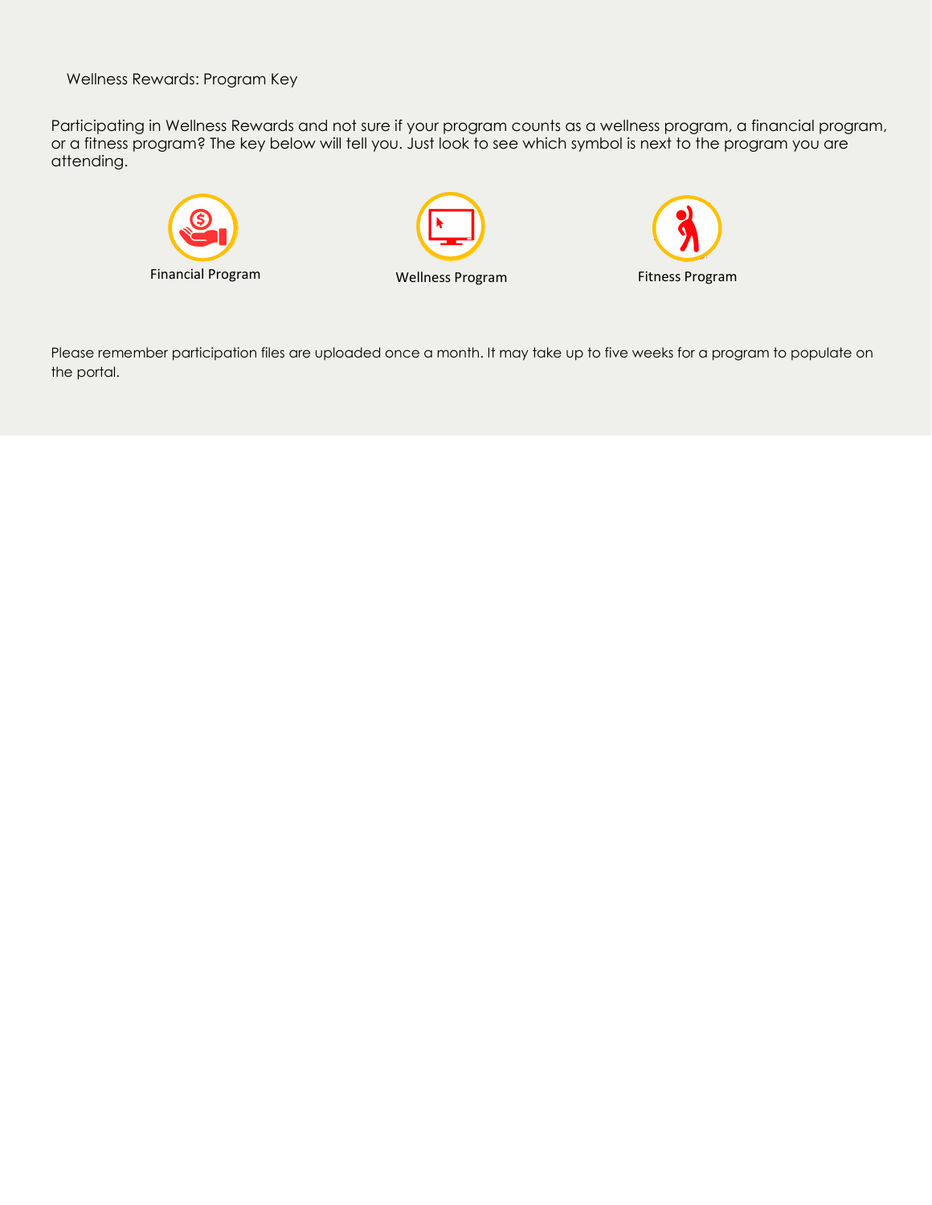# Wellness Rewards: Program Key

Participating in Wellness Rewards and not sure if your program counts as a wellness program, a financial program, or a fitness program? The key below will tell you. Just look to see which symbol is next to the program you are attending.

Financial Program

Wellness Program

Fitness Program

Please remember participation files are uploaded once a month. It may take up to five weeks for a program to populate on the portal.